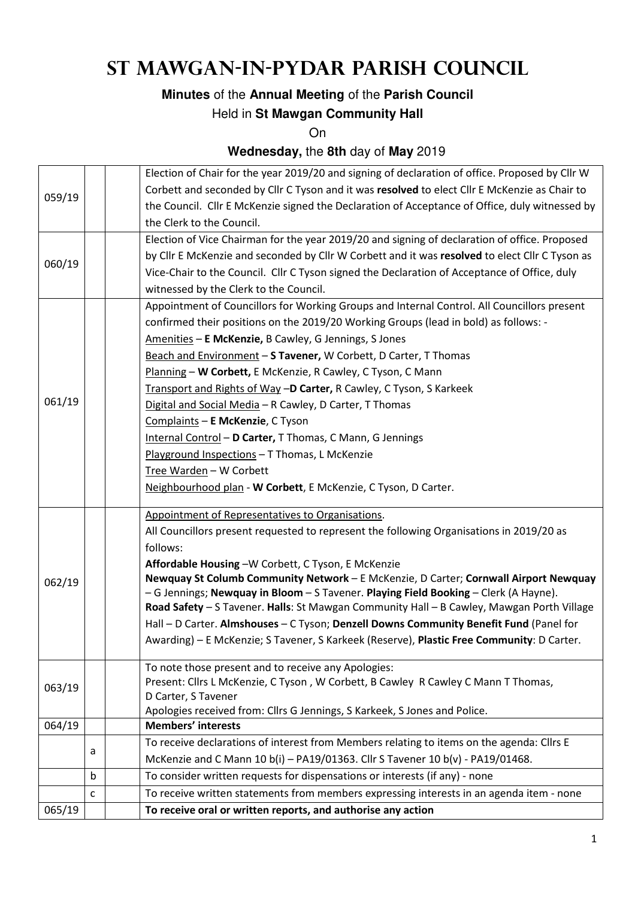# St Mawgan-in-Pydar Parish Council

**Minutes** of the **Annual Meeting** of the **Parish Council**

Held in **St Mawgan Community Hall**

On

**Wednesday,** the **8th** day of **May** 2019

| | | | |
|---|---|---|---|
| 059/19 | | | Election of Chair for the year 2019/20 and signing of declaration of office. Proposed by Cllr W Corbett and seconded by Cllr C Tyson and it was **resolved** to elect Cllr E McKenzie as Chair to the Council. Cllr E McKenzie signed the Declaration of Acceptance of Office, duly witnessed by the Clerk to the Council. |
| 060/19 | | | Election of Vice Chairman for the year 2019/20 and signing of declaration of office. Proposed by Cllr E McKenzie and seconded by Cllr W Corbett and it was **resolved** to elect Cllr C Tyson as Vice-Chair to the Council. Cllr C Tyson signed the Declaration of Acceptance of Office, duly witnessed by the Clerk to the Council. |
| 061/19 | | | Appointment of Councillors for Working Groups and Internal Control. All Councillors present confirmed their positions on the 2019/20 Working Groups (lead in bold) as follows: -<br>Amenities – **E McKenzie,** B Cawley, G Jennings, S Jones<br>Beach and Environment – **S Tavener,** W Corbett, D Carter, T Thomas<br>Planning – **W Corbett,** E McKenzie, R Cawley, C Tyson, C Mann<br>Transport and Rights of Way –**D Carter,** R Cawley, C Tyson, S Karkeek<br>Digital and Social Media – R Cawley, D Carter, T Thomas<br>Complaints – **E McKenzie**, C Tyson<br>Internal Control – **D Carter,** T Thomas, C Mann, G Jennings<br>Playground Inspections – T Thomas, L McKenzie<br>Tree Warden – W Corbett<br>Neighbourhood plan - **W Corbett**, E McKenzie, C Tyson, D Carter. |
| 062/19 | | | Appointment of Representatives to Organisations.<br>All Councillors present requested to represent the following Organisations in 2019/20 as follows:<br>**Affordable Housing** –W Corbett, C Tyson, E McKenzie<br>**Newquay St Columb Community Network** – E McKenzie, D Carter; **Cornwall Airport Newquay** – G Jennings; **Newquay in Bloom** – S Tavener. **Playing Field Booking** – Clerk (A Hayne). **Road Safety** – S Tavener. **Halls**: St Mawgan Community Hall – B Cawley, Mawgan Porth Village Hall – D Carter. **Almshouses** – C Tyson; **Denzell Downs Community Benefit Fund** (Panel for Awarding) – E McKenzie; S Tavener, S Karkeek (Reserve), **Plastic Free Community**: D Carter. |
| 063/19 | | | To note those present and to receive any Apologies:<br>Present: Cllrs L McKenzie, C Tyson , W Corbett, B Cawley R Cawley C Mann T Thomas, D Carter, S Tavener<br>Apologies received from: Cllrs G Jennings, S Karkeek, S Jones and Police. |
| 064/19 | | | **Members' interests** |
| | a | | To receive declarations of interest from Members relating to items on the agenda: Cllrs E McKenzie and C Mann 10 b(i) – PA19/01363. Cllr S Tavener 10 b(v) - PA19/01468. |
| | b | | To consider written requests for dispensations or interests (if any) - none |
| | c | | To receive written statements from members expressing interests in an agenda item - none |
| 065/19 | | | **To receive oral or written reports, and authorise any action** |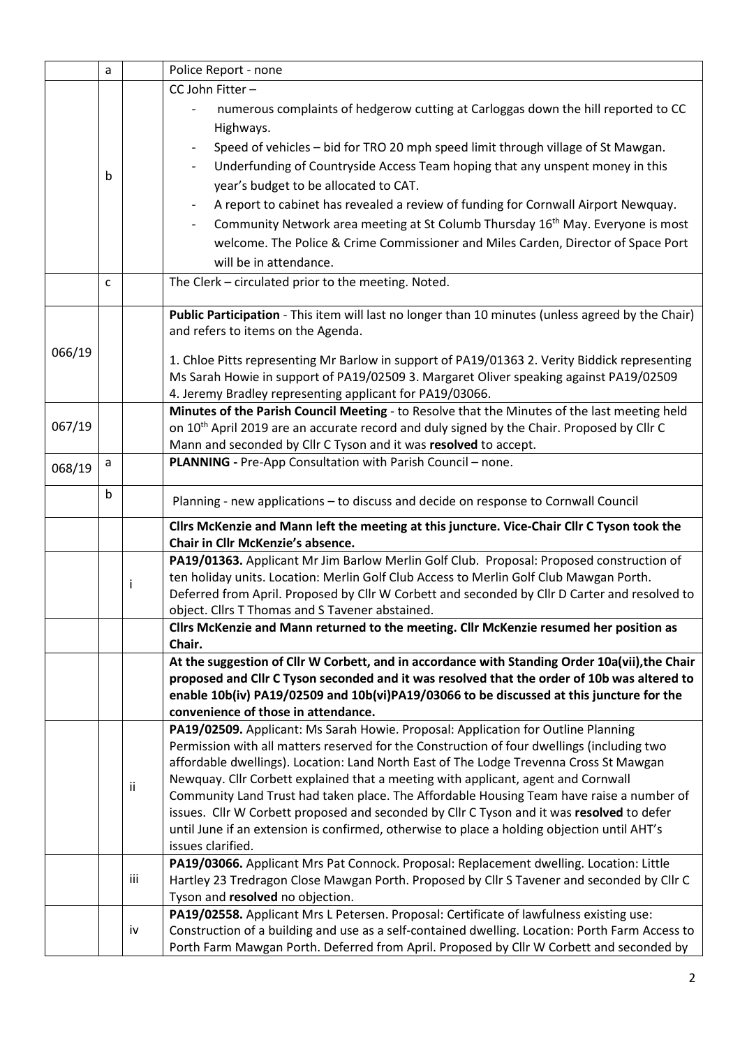| | | | |
|---|---|---|---|
| | a | | Police Report - none |
| | b | | CC John Fitter –<br>- numerous complaints of hedgerow cutting at Carloggas down the hill reported to CC Highways.<br>- Speed of vehicles – bid for TRO 20 mph speed limit through village of St Mawgan.<br>- Underfunding of Countryside Access Team hoping that any unspent money in this year's budget to be allocated to CAT.<br>- A report to cabinet has revealed a review of funding for Cornwall Airport Newquay.<br>- Community Network area meeting at St Columb Thursday 16th May. Everyone is most welcome. The Police & Crime Commissioner and Miles Carden, Director of Space Port will be in attendance. |
| | c | | The Clerk – circulated prior to the meeting. Noted. |
| 066/19 | | | **Public Participation** - This item will last no longer than 10 minutes (unless agreed by the Chair) and refers to items on the Agenda.<br><br>1. Chloe Pitts representing Mr Barlow in support of PA19/01363 2. Verity Biddick representing Ms Sarah Howie in support of PA19/02509 3. Margaret Oliver speaking against PA19/02509 4. Jeremy Bradley representing applicant for PA19/03066. |
| 067/19 | | | **Minutes of the Parish Council Meeting** - to Resolve that the Minutes of the last meeting held on 10th April 2019 are an accurate record and duly signed by the Chair. Proposed by Cllr C Mann and seconded by Cllr C Tyson and it was **resolved** to accept. |
| 068/19 | a | | **PLANNING -** Pre-App Consultation with Parish Council – none. |
| | b | | Planning - new applications – to discuss and decide on response to Cornwall Council |
| | | | **Cllrs McKenzie and Mann left the meeting at this juncture. Vice-Chair Cllr C Tyson took the Chair in Cllr McKenzie's absence.** |
| | | i | **PA19/01363.** Applicant Mr Jim Barlow Merlin Golf Club. Proposal: Proposed construction of ten holiday units. Location: Merlin Golf Club Access to Merlin Golf Club Mawgan Porth. Deferred from April. Proposed by Cllr W Corbett and seconded by Cllr D Carter and resolved to object. Cllrs T Thomas and S Tavener abstained. |
| | | | **Cllrs McKenzie and Mann returned to the meeting. Cllr McKenzie resumed her position as Chair.** |
| | | | **At the suggestion of Cllr W Corbett, and in accordance with Standing Order 10a(vii),the Chair proposed and Cllr C Tyson seconded and it was resolved that the order of 10b was altered to enable 10b(iv) PA19/02509 and 10b(vi)PA19/03066 to be discussed at this juncture for the convenience of those in attendance.** |
| | | ii | **PA19/02509.** Applicant: Ms Sarah Howie. Proposal: Application for Outline Planning Permission with all matters reserved for the Construction of four dwellings (including two affordable dwellings). Location: Land North East of The Lodge Trevenna Cross St Mawgan Newquay. Cllr Corbett explained that a meeting with applicant, agent and Cornwall Community Land Trust had taken place. The Affordable Housing Team have raise a number of issues. Cllr W Corbett proposed and seconded by Cllr C Tyson and it was **resolved** to defer until June if an extension is confirmed, otherwise to place a holding objection until AHT's issues clarified. |
| | | iii | **PA19/03066.** Applicant Mrs Pat Connock. Proposal: Replacement dwelling. Location: Little Hartley 23 Tredragon Close Mawgan Porth. Proposed by Cllr S Tavener and seconded by Cllr C Tyson and **resolved** no objection. |
| | | iv | **PA19/02558.** Applicant Mrs L Petersen. Proposal: Certificate of lawfulness existing use: Construction of a building and use as a self-contained dwelling. Location: Porth Farm Access to Porth Farm Mawgan Porth. Deferred from April. Proposed by Cllr W Corbett and seconded by |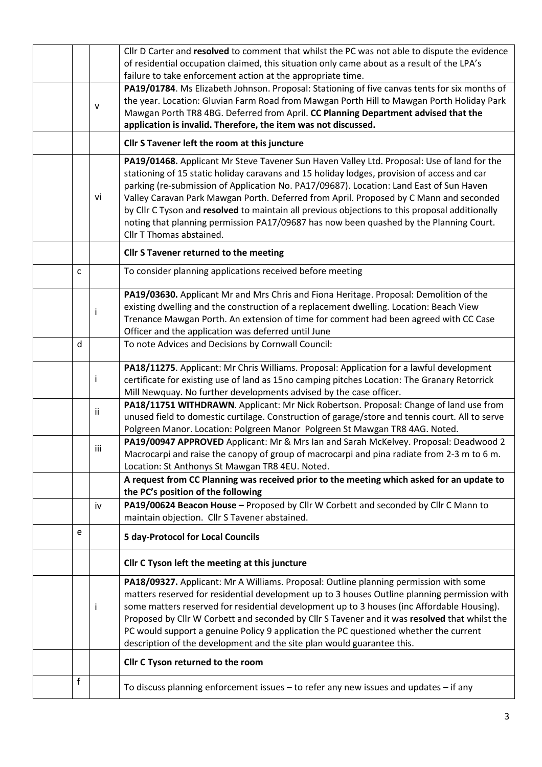| | | |
|---|---|---|
| | | Cllr D Carter and **resolved** to comment that whilst the PC was not able to dispute the evidence of residential occupation claimed, this situation only came about as a result of the LPA's failure to take enforcement action at the appropriate time. |
| | v | **PA19/01784**. Ms Elizabeth Johnson. Proposal: Stationing of five canvas tents for six months of the year. Location: Gluvian Farm Road from Mawgan Porth Hill to Mawgan Porth Holiday Park Mawgan Porth TR8 4BG. Deferred from April. **CC Planning Department advised that the application is invalid. Therefore, the item was not discussed.** |
| | | **Cllr S Tavener left the room at this juncture** |
| | vi | **PA19/01468.** Applicant Mr Steve Tavener Sun Haven Valley Ltd. Proposal: Use of land for the stationing of 15 static holiday caravans and 15 holiday lodges, provision of access and car parking (re-submission of Application No. PA17/09687). Location: Land East of Sun Haven Valley Caravan Park Mawgan Porth. Deferred from April. Proposed by C Mann and seconded by Cllr C Tyson and **resolved** to maintain all previous objections to this proposal additionally noting that planning permission PA17/09687 has now been quashed by the Planning Court. Cllr T Thomas abstained. |
| | | **Cllr S Tavener returned to the meeting** |
| c | | To consider planning applications received before meeting |
| | i | **PA19/03630.** Applicant Mr and Mrs Chris and Fiona Heritage. Proposal: Demolition of the existing dwelling and the construction of a replacement dwelling. Location: Beach View Trenance Mawgan Porth. An extension of time for comment had been agreed with CC Case Officer and the application was deferred until June |
| d | | To note Advices and Decisions by Cornwall Council: |
| | i | **PA18/11275**. Applicant: Mr Chris Williams. Proposal: Application for a lawful development certificate for existing use of land as 15no camping pitches Location: The Granary Retorrick Mill Newquay. No further developments advised by the case officer. |
| | ii | **PA18/11751 WITHDRAWN**. Applicant: Mr Nick Robertson. Proposal: Change of land use from unused field to domestic curtilage. Construction of garage/store and tennis court. All to serve Polgreen Manor. Location: Polgreen Manor Polgreen St Mawgan TR8 4AG. Noted. |
| | iii | **PA19/00947 APPROVED** Applicant: Mr & Mrs Ian and Sarah McKelvey. Proposal: Deadwood 2 Macrocarpi and raise the canopy of group of macrocarpi and pina radiate from 2-3 m to 6 m. Location: St Anthonys St Mawgan TR8 4EU. Noted. |
| | | **A request from CC Planning was received prior to the meeting which asked for an update to the PC's position of the following** |
| | iv | **PA19/00624 Beacon House –** Proposed by Cllr W Corbett and seconded by Cllr C Mann to maintain objection. Cllr S Tavener abstained. |
| e | | **5 day-Protocol for Local Councils** |
| | | **Cllr C Tyson left the meeting at this juncture** |
| | i | **PA18/09327.** Applicant: Mr A Williams. Proposal: Outline planning permission with some matters reserved for residential development up to 3 houses Outline planning permission with some matters reserved for residential development up to 3 houses (inc Affordable Housing). Proposed by Cllr W Corbett and seconded by Cllr S Tavener and it was **resolved** that whilst the PC would support a genuine Policy 9 application the PC questioned whether the current description of the development and the site plan would guarantee this. |
| | | **Cllr C Tyson returned to the room** |
| f | | To discuss planning enforcement issues – to refer any new issues and updates – if any |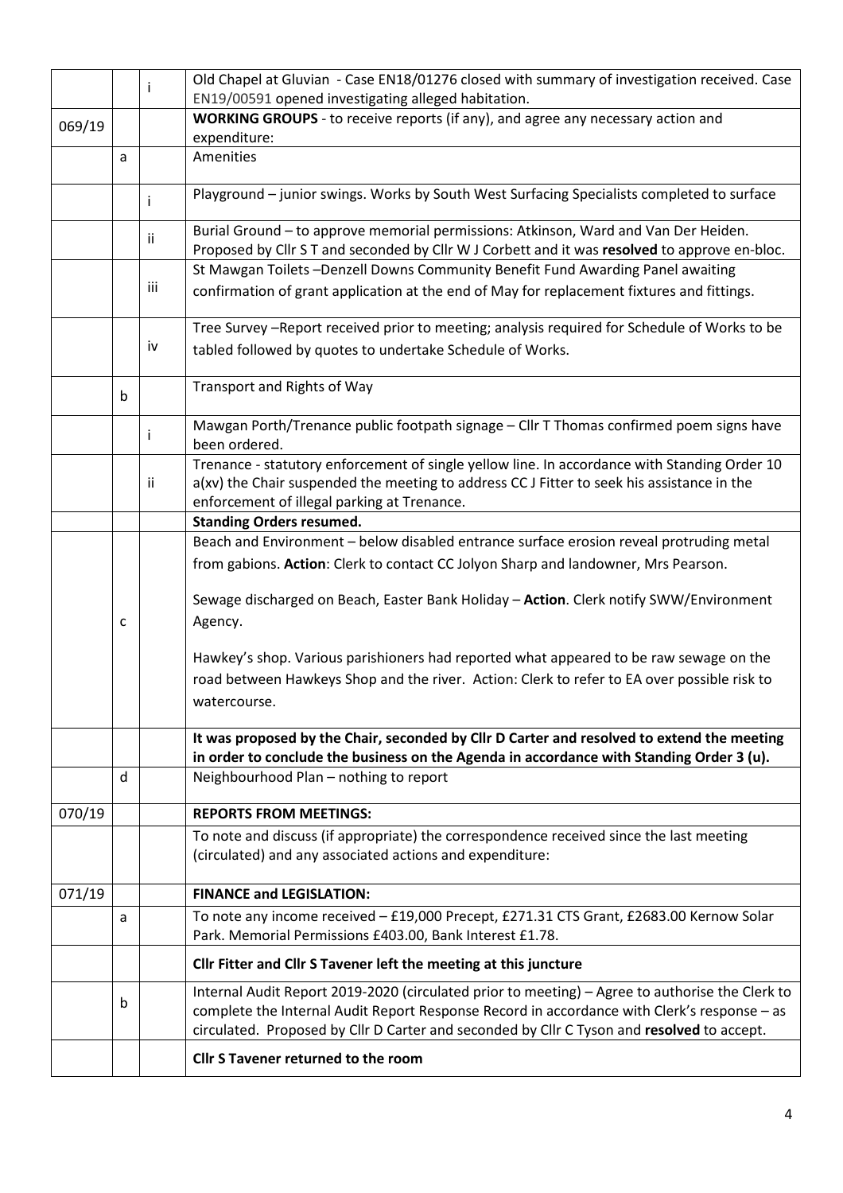| | | | |
|---|---|---|---|
| | | i | Old Chapel at Gluvian - Case EN18/01276 closed with summary of investigation received. Case EN19/00591 opened investigating alleged habitation. |
| 069/19 | | | **WORKING GROUPS** - to receive reports (if any), and agree any necessary action and expenditure: |
| | a | | Amenities |
| | | i | Playground – junior swings. Works by South West Surfacing Specialists completed to surface |
| | | ii | Burial Ground – to approve memorial permissions: Atkinson, Ward and Van Der Heiden. Proposed by Cllr S T and seconded by Cllr W J Corbett and it was **resolved** to approve en-bloc. |
| | | iii | St Mawgan Toilets –Denzell Downs Community Benefit Fund Awarding Panel awaiting confirmation of grant application at the end of May for replacement fixtures and fittings. |
| | | iv | Tree Survey –Report received prior to meeting; analysis required for Schedule of Works to be tabled followed by quotes to undertake Schedule of Works. |
| | b | | Transport and Rights of Way |
| | | i | Mawgan Porth/Trenance public footpath signage – Cllr T Thomas confirmed poem signs have been ordered. |
| | | ii | Trenance - statutory enforcement of single yellow line. In accordance with Standing Order 10 a(xv) the Chair suspended the meeting to address CC J Fitter to seek his assistance in the enforcement of illegal parking at Trenance. |
| | | | **Standing Orders resumed.** |
| | c | | Beach and Environment – below disabled entrance surface erosion reveal protruding metal from gabions. **Action**: Clerk to contact CC Jolyon Sharp and landowner, Mrs Pearson.<br><br>Sewage discharged on Beach, Easter Bank Holiday – **Action**. Clerk notify SWW/Environment Agency.<br><br>Hawkey's shop. Various parishioners had reported what appeared to be raw sewage on the road between Hawkeys Shop and the river. Action: Clerk to refer to EA over possible risk to watercourse. |
| | | | **It was proposed by the Chair, seconded by Cllr D Carter and resolved to extend the meeting in order to conclude the business on the Agenda in accordance with Standing Order 3 (u).** |
| | d | | Neighbourhood Plan – nothing to report |
| 070/19 | | | **REPORTS FROM MEETINGS:** |
| | | | To note and discuss (if appropriate) the correspondence received since the last meeting (circulated) and any associated actions and expenditure: |
| 071/19 | | | **FINANCE and LEGISLATION:** |
| | a | | To note any income received – £19,000 Precept, £271.31 CTS Grant, £2683.00 Kernow Solar Park. Memorial Permissions £403.00, Bank Interest £1.78. |
| | | | **Cllr Fitter and Cllr S Tavener left the meeting at this juncture** |
| | b | | Internal Audit Report 2019-2020 (circulated prior to meeting) – Agree to authorise the Clerk to complete the Internal Audit Report Response Record in accordance with Clerk's response – as circulated. Proposed by Cllr D Carter and seconded by Cllr C Tyson and **resolved** to accept. |
| | | | **Cllr S Tavener returned to the room** |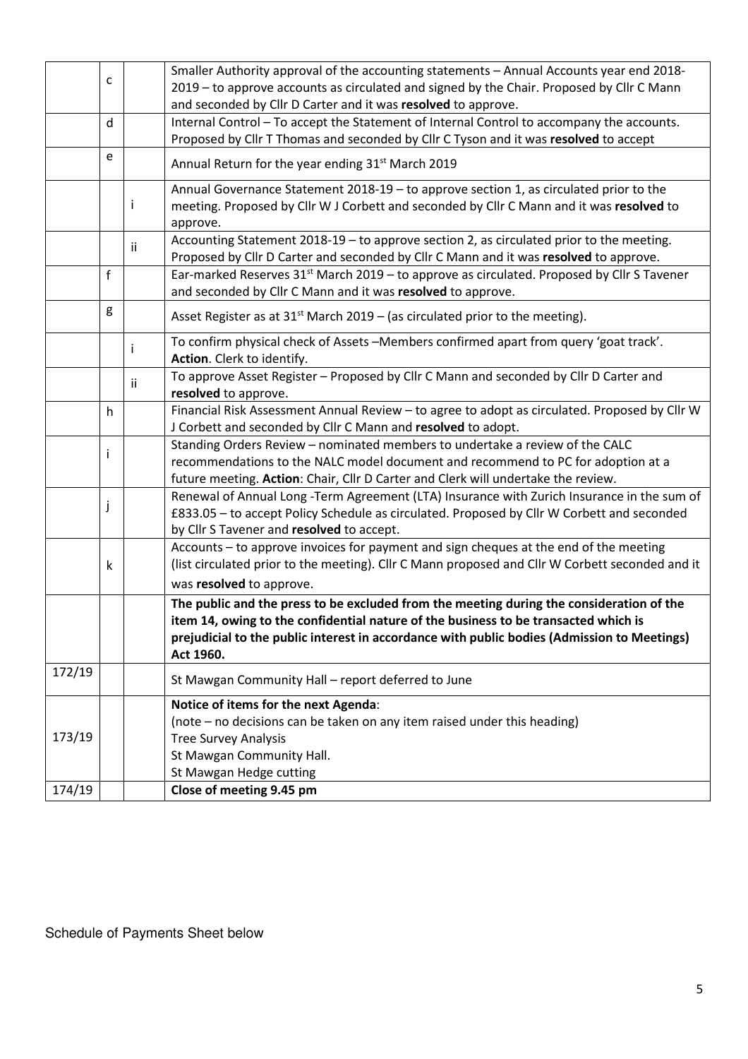| | | | |
|---|---|---|---|
| | c | | Smaller Authority approval of the accounting statements – Annual Accounts year end 2018-2019 – to approve accounts as circulated and signed by the Chair. Proposed by Cllr C Mann and seconded by Cllr D Carter and it was **resolved** to approve. |
| | d | | Internal Control – To accept the Statement of Internal Control to accompany the accounts. Proposed by Cllr T Thomas and seconded by Cllr C Tyson and it was **resolved** to accept |
| | e | | Annual Return for the year ending 31st March 2019 |
| | | i | Annual Governance Statement 2018-19 – to approve section 1, as circulated prior to the meeting. Proposed by Cllr W J Corbett and seconded by Cllr C Mann and it was **resolved** to approve. |
| | | ii | Accounting Statement 2018-19 – to approve section 2, as circulated prior to the meeting. Proposed by Cllr D Carter and seconded by Cllr C Mann and it was **resolved** to approve. |
| | f | | Ear-marked Reserves 31st March 2019 – to approve as circulated. Proposed by Cllr S Tavener and seconded by Cllr C Mann and it was **resolved** to approve. |
| | g | | Asset Register as at 31st March 2019 – (as circulated prior to the meeting). |
| | | i | To confirm physical check of Assets –Members confirmed apart from query 'goat track'. **Action**. Clerk to identify. |
| | | ii | To approve Asset Register – Proposed by Cllr C Mann and seconded by Cllr D Carter and **resolved** to approve. |
| | h | | Financial Risk Assessment Annual Review – to agree to adopt as circulated. Proposed by Cllr W J Corbett and seconded by Cllr C Mann and **resolved** to adopt. |
| | i | | Standing Orders Review – nominated members to undertake a review of the CALC recommendations to the NALC model document and recommend to PC for adoption at a future meeting. **Action**: Chair, Cllr D Carter and Clerk will undertake the review. |
| | j | | Renewal of Annual Long -Term Agreement (LTA) Insurance with Zurich Insurance in the sum of £833.05 – to accept Policy Schedule as circulated. Proposed by Cllr W Corbett and seconded by Cllr S Tavener and **resolved** to accept. |
| | k | | Accounts – to approve invoices for payment and sign cheques at the end of the meeting (list circulated prior to the meeting). Cllr C Mann proposed and Cllr W Corbett seconded and it was **resolved** to approve. |
| | | | **The public and the press to be excluded from the meeting during the consideration of the item 14, owing to the confidential nature of the business to be transacted which is prejudicial to the public interest in accordance with public bodies (Admission to Meetings) Act 1960.** |
| 172/19 | | | St Mawgan Community Hall – report deferred to June |
| 173/19 | | | **Notice of items for the next Agenda**:<br>(note – no decisions can be taken on any item raised under this heading)<br>Tree Survey Analysis<br>St Mawgan Community Hall.<br>St Mawgan Hedge cutting |
| 174/19 | | | **Close of meeting 9.45 pm** |

Schedule of Payments Sheet below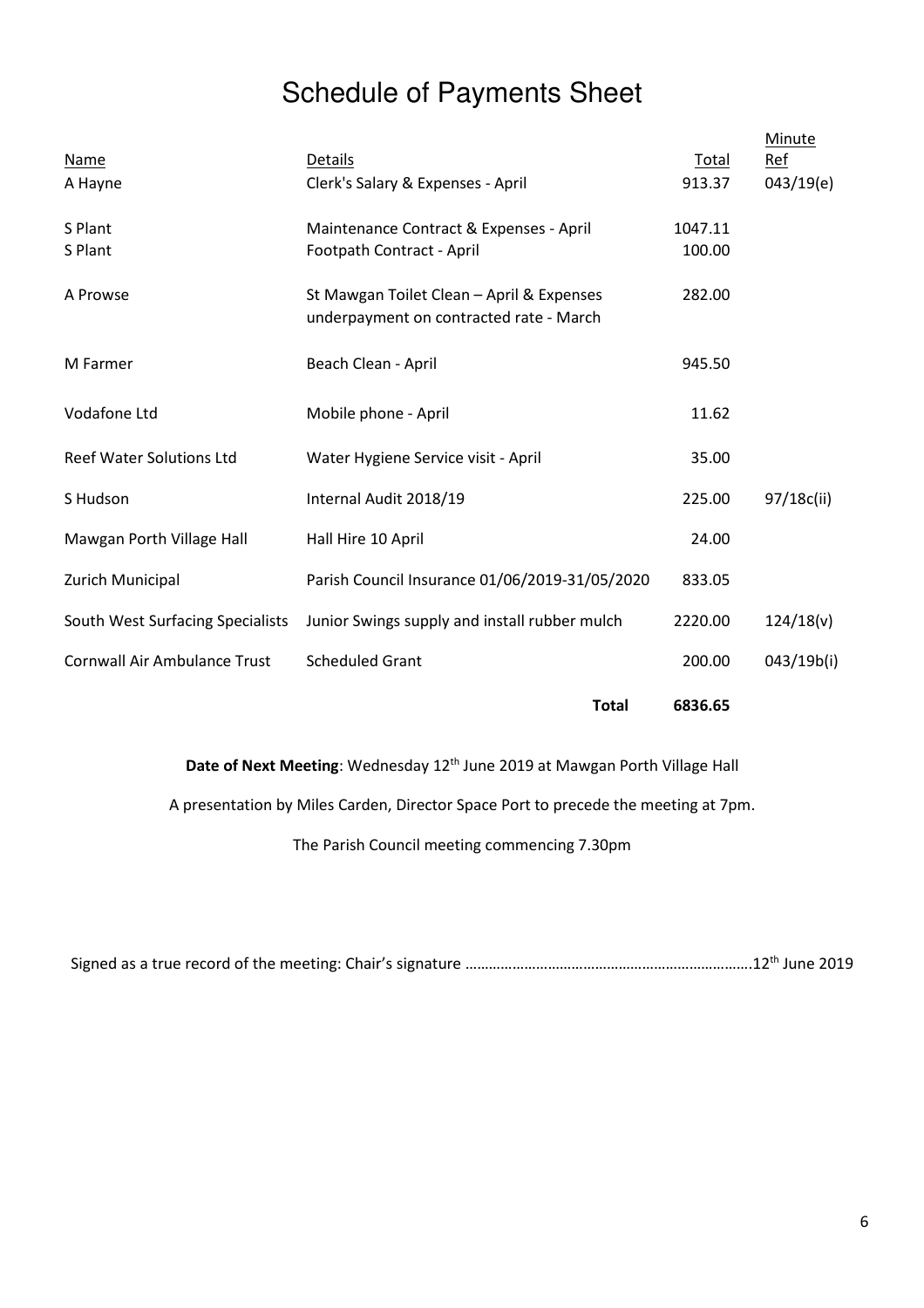# Schedule of Payments Sheet

| Name | Details | Total | Minute Ref |
|---|---|---|---|
| A Hayne | Clerk's Salary & Expenses - April | 913.37 | 043/19(e) |
| S Plant | Maintenance Contract & Expenses - April | 1047.11 | |
| S Plant | Footpath Contract - April | 100.00 | |
| A Prowse | St Mawgan Toilet Clean – April & Expenses underpayment on contracted rate - March | 282.00 | |
| M Farmer | Beach Clean - April | 945.50 | |
| Vodafone Ltd | Mobile phone - April | 11.62 | |
| Reef Water Solutions Ltd | Water Hygiene Service visit - April | 35.00 | |
| S Hudson | Internal Audit 2018/19 | 225.00 | 97/18c(ii) |
| Mawgan Porth Village Hall | Hall Hire 10 April | 24.00 | |
| Zurich Municipal | Parish Council Insurance 01/06/2019-31/05/2020 | 833.05 | |
| South West Surfacing Specialists | Junior Swings supply and install rubber mulch | 2220.00 | 124/18(v) |
| Cornwall Air Ambulance Trust | Scheduled Grant | 200.00 | 043/19b(i) |
| | **Total** | **6836.65** | |

**Date of Next Meeting**: Wednesday 12th June 2019 at Mawgan Porth Village Hall

A presentation by Miles Carden, Director Space Port to precede the meeting at 7pm.

The Parish Council meeting commencing 7.30pm

Signed as a true record of the meeting: Chair's signature ……………………………………………………………….12th June 2019